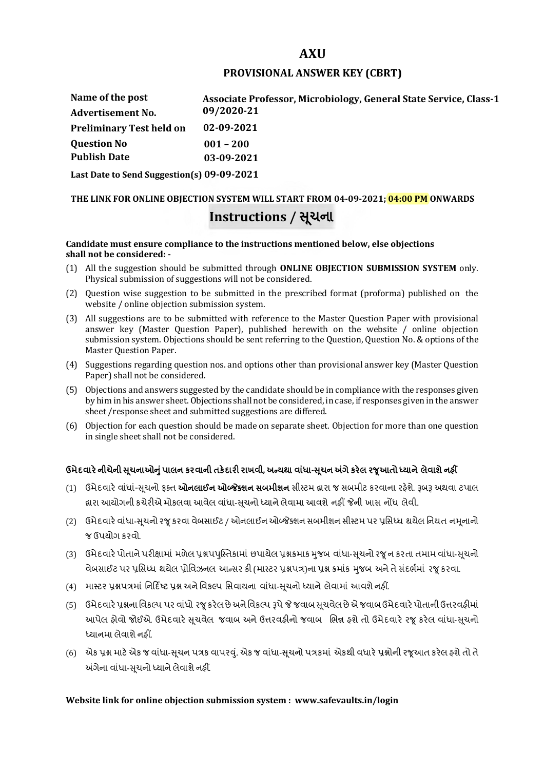# AXU

## PROVISIONAL ANSWER KEY (CBRT)

| | |
|---|---|
| **Name of the post** | **Associate Professor, Microbiology, General State Service, Class-1** |
| **Advertisement No.** | **09/2020-21** |
| **Preliminary Test held on** | **02-09-2021** |
| **Question No** | **001 – 200** |
| **Publish Date** | **03-09-2021** |
| **Last Date to Send Suggestion(s)** | **09-09-2021** |

**THE LINK FOR ONLINE OBJECTION SYSTEM WILL START FROM 04-09-2021; 04:00 PM ONWARDS**

## Instructions / સૂચના

**Candidate must ensure compliance to the instructions mentioned below, else objections shall not be considered: -**

(1) All the suggestion should be submitted through **ONLINE OBJECTION SUBMISSION SYSTEM** only. Physical submission of suggestions will not be considered.

(2) Question wise suggestion to be submitted in the prescribed format (proforma) published on the website / online objection submission system.

(3) All suggestions are to be submitted with reference to the Master Question Paper with provisional answer key (Master Question Paper), published herewith on the website / online objection submission system. Objections should be sent referring to the Question, Question No. & options of the Master Question Paper.

(4) Suggestions regarding question nos. and options other than provisional answer key (Master Question Paper) shall not be considered.

(5) Objections and answers suggested by the candidate should be in compliance with the responses given by him in his answer sheet. Objections shall not be considered, in case, if responses given in the answer sheet /response sheet and submitted suggestions are differed.

(6) Objection for each question should be made on separate sheet. Objection for more than one question in single sheet shall not be considered.

**ઉમેદવારે નીચેની સૂચનાઓનું પાલન કરવાની તકેદારી રાખવી, અન્યથા વાંધા-સૂચન અંગે કરેલ રજૂઆતો ધ્યાને લેવાશે નહીં**

(1) ઉમેદવારે વાંધાં-સૂચનો ફક્ત **ઓનલાઈન ઓબ્જેક્શન સબમીશન** સીસ્ટમ દ્વારા જ સબમીટ કરવાના રહેશે. રૂબરૂ અથવા ટપાલ દ્વારા આયોગની કચેરીએ મોકલવા આવેલ વાંધા-સૂચનો ધ્યાને લેવામા આવશે નહીં જેની ખાસ નોંધ લેવી.

(2) ઉમેદવારે વાંધા-સૂચનો રજૂ કરવા વેબસાઈટ / ઓનલાઈન ઓબ્જેક્શન સબમીશન સીસ્ટમ પર પ્રસિધ્ધ થયેલ નિયત નમૂનાનો જ ઉપયોગ કરવો.

(3) ઉમેદવારે પોતાને પરીક્ષામાં મળેલ પ્રશ્નપપુસ્તિકામાં છપાયેલ પ્રશ્નક્રમાક મુજબ વાંધા-સૂચનો રજૂ ન કરતા તમામ વાંધા-સૂચનો વેબસાઈટ પર પ્રસિધ્ધ થયેલ પ્રોવિઝનલ આન્સર કી (માસ્ટર પ્રશ્નપત્ર)ના પ્રશ્ન ક્રમાંક મુજબ અને તે સંદર્ભમાં રજૂ કરવા.

(4) માસ્ટર પ્રશ્નપત્રમાં નિર્દિષ્ટ પ્રશ્ન અને વિકલ્પ સિવાયના વાંધા-સૂચનો ધ્યાને લેવામાં આવશે નહીં.

(5) ઉમેદવારે પ્રશ્નના વિકલ્પ પર વાંધો રજૂ કરેલ છે અને વિકલ્પ રૂપે જે જવાબ સૂચવેલ છે એ જવાબ ઉમેદવારે પોતાની ઉત્તરવહીમાં આપેલ હોવો જોઈએ. ઉમેદવારે સૂચવેલ જવાબ અને ઉત્તરવહીનો જવાબ ભિન્ન હશે તો ઉમેદવારે રજૂ કરેલ વાંધા-સૂચનો ધ્યાનમા લેવાશે નહીં.

(6) એક પ્રશ્ન માટે એક જ વાંધા-સૂચન પત્રક વાપરવું. એક જ વાંધા-સૂચનો પત્રકમાં એકથી વધારે પ્રશ્નોની રજૂઆત કરેલ હશે તો તે અંગેના વાંધા-સૂચનો ધ્યાને લેવાશે નહીં.

**Website link for online objection submission system : www.safevaults.in/login**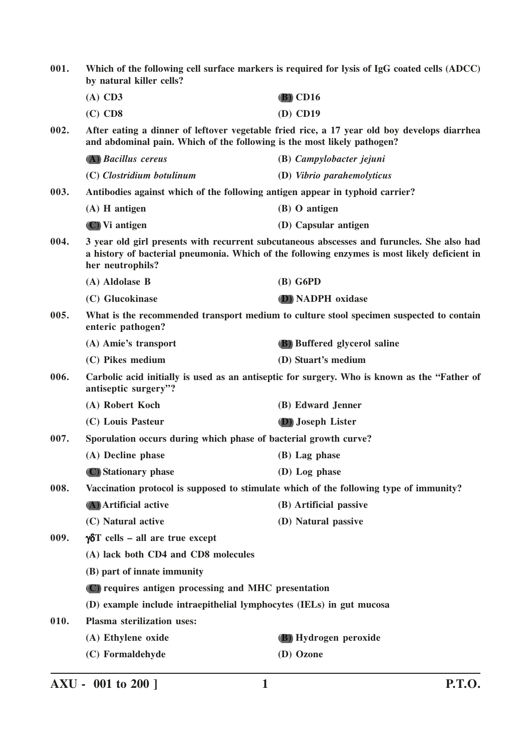**001.** **Which of the following cell surface markers is required for lysis of IgG coated cells (ADCC) by natural killer cells?**

(A) CD3
**(B) CD16**
(C) CD8
(D) CD19

**002.** **After eating a dinner of leftover vegetable fried rice, a 17 year old boy develops diarrhea and abdominal pain. Which of the following is the most likely pathogen?**

**(A) *Bacillus cereus***
(B) *Campylobacter jejuni*
(C) *Clostridium botulinum*
(D) *Vibrio parahemolyticus*

**003.** **Antibodies against which of the following antigen appear in typhoid carrier?**

(A) H antigen
(B) O antigen
**(C) Vi antigen**
(D) Capsular antigen

**004.** **3 year old girl presents with recurrent subcutaneous abscesses and furuncles. She also had a history of bacterial pneumonia. Which of the following enzymes is most likely deficient in her neutrophils?**

(A) Aldolase B
(B) G6PD
(C) Glucokinase
**(D) NADPH oxidase**

**005.** **What is the recommended transport medium to culture stool specimen suspected to contain enteric pathogen?**

(A) Amie's transport
**(B) Buffered glycerol saline**
(C) Pikes medium
(D) Stuart's medium

**006.** **Carbolic acid initially is used as an antiseptic for surgery. Who is known as the "Father of antiseptic surgery"?**

(A) Robert Koch
(B) Edward Jenner
(C) Louis Pasteur
**(D) Joseph Lister**

**007.** **Sporulation occurs during which phase of bacterial growth curve?**

(A) Decline phase
(B) Lag phase
**(C) Stationary phase**
(D) Log phase

**008.** **Vaccination protocol is supposed to stimulate which of the following type of immunity?**

**(A) Artificial active**
(B) Artificial passive
(C) Natural active
(D) Natural passive

**009.** **$\gamma\delta$T cells – all are true except**

(A) lack both CD4 and CD8 molecules
(B) part of innate immunity
**(C) requires antigen processing and MHC presentation**
(D) example include intraepithelial lymphocytes (IELs) in gut mucosa

**010.** **Plasma sterilization uses:**

(A) Ethylene oxide
**(B) Hydrogen peroxide**
(C) Formaldehyde
(D) Ozone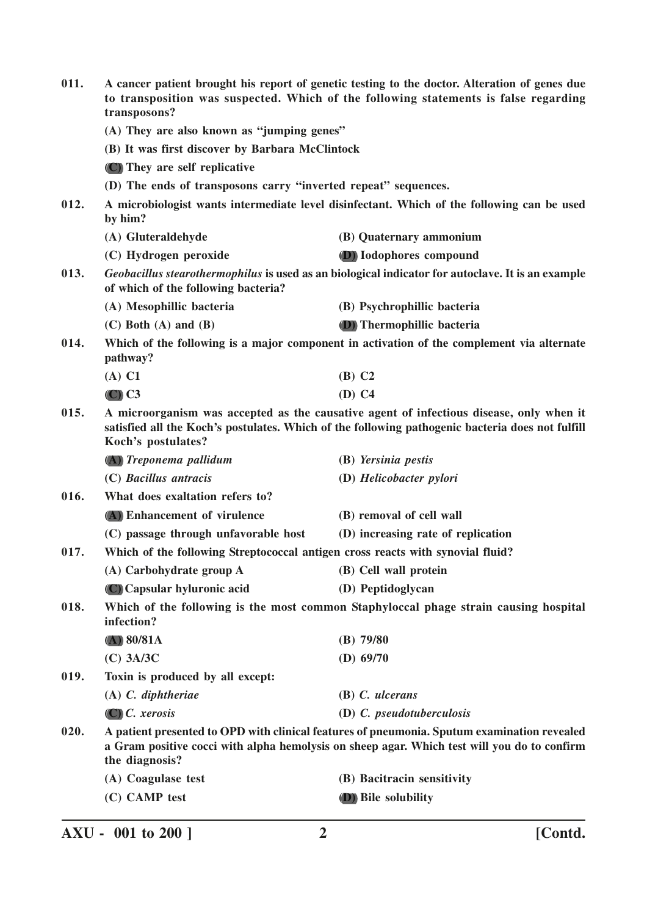**011.** **A cancer patient brought his report of genetic testing to the doctor. Alteration of genes due to transposition was suspected. Which of the following statements is false regarding transposons?**

- **(A) They are also known as "jumping genes"**
- **(B) It was first discover by Barbara McClintock**
- **(C) They are self replicative**
- **(D) The ends of transposons carry "inverted repeat" sequences.**

**012.** **A microbiologist wants intermediate level disinfectant. Which of the following can be used by him?**

- **(A) Gluteraldehyde**
- **(B) Quaternary ammonium**
- **(C) Hydrogen peroxide**
- **(D) Iodophores compound**

**013.** ***Geobacillus stearothermophilus*** **is used as an biological indicator for autoclave. It is an example of which of the following bacteria?**

- **(A) Mesophillic bacteria**
- **(B) Psychrophillic bacteria**
- **(C) Both (A) and (B)**
- **(D) Thermophillic bacteria**

**014.** **Which of the following is a major component in activation of the complement via alternate pathway?**

- **(A) C1**
- **(B) C2**
- **(C) C3**
- **(D) C4**

**015.** **A microorganism was accepted as the causative agent of infectious disease, only when it satisfied all the Koch's postulates. Which of the following pathogenic bacteria does not fulfill Koch's postulates?**

- **(A)** ***Treponema pallidum***
- **(B)** ***Yersinia pestis***
- **(C)** ***Bacillus antracis***
- **(D)** ***Helicobacter pylori***

**016.** **What does exaltation refers to?**

- **(A) Enhancement of virulence**
- **(B) removal of cell wall**
- **(C) passage through unfavorable host**
- **(D) increasing rate of replication**

**017.** **Which of the following Streptococcal antigen cross reacts with synovial fluid?**

- **(A) Carbohydrate group A**
- **(B) Cell wall protein**
- **(C) Capsular hyluronic acid**
- **(D) Peptidoglycan**

**018.** **Which of the following is the most common Staphyloccal phage strain causing hospital infection?**

- **(A) 80/81A**
- **(B) 79/80**
- **(C) 3A/3C**
- **(D) 69/70**

**019.** **Toxin is produced by all except:**

- **(A)** ***C. diphtheriae***
- **(B)** ***C. ulcerans***
- **(C)** ***C. xerosis***
- **(D)** ***C. pseudotuberculosis***

**020.** **A patient presented to OPD with clinical features of pneumonia. Sputum examination revealed a Gram positive cocci with alpha hemolysis on sheep agar. Which test will you do to confirm the diagnosis?**

- **(A) Coagulase test**
- **(B) Bacitracin sensitivity**
- **(C) CAMP test**
- **(D) Bile solubility**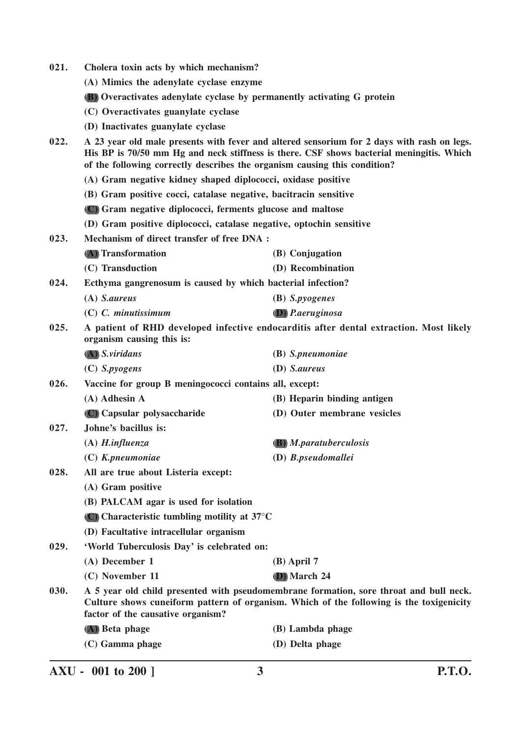021. Cholera toxin acts by which mechanism?

(A) Mimics the adenylate cyclase enzyme

(B) Overactivates adenylate cyclase by permanently activating G protein

(C) Overactivates guanylate cyclase

(D) Inactivates guanylate cyclase

022. A 23 year old male presents with fever and altered sensorium for 2 days with rash on legs. His BP is 70/50 mm Hg and neck stiffness is there. CSF shows bacterial meningitis. Which of the following correctly describes the organism causing this condition?

(A) Gram negative kidney shaped diplococci, oxidase positive

(B) Gram positive cocci, catalase negative, bacitracin sensitive

(C) Gram negative diplococci, ferments glucose and maltose

(D) Gram positive diplococci, catalase negative, optochin sensitive

023. Mechanism of direct transfer of free DNA :

(A) Transformation

(B) Conjugation

(C) Transduction

(D) Recombination

024. Ecthyma gangrenosum is caused by which bacterial infection?

(A) *S.aureus*

(B) *S.pyogenes*

(C) *C. minutissimum*

(D) *P.aeruginosa*

025. A patient of RHD developed infective endocarditis after dental extraction. Most likely organism causing this is:

(A) *S.viridans*

(B) *S.pneumoniae*

(C) *S.pyogens*

(D) *S.aureus*

026. Vaccine for group B meningococci contains all, except:

(A) Adhesin A

(B) Heparin binding antigen

(C) Capsular polysaccharide

(D) Outer membrane vesicles

027. Johne's bacillus is:

(A) *H.influenza*

(B) *M.paratuberculosis*

(C) *K.pneumoniae*

(D) *B.pseudomallei*

028. All are true about Listeria except:

(A) Gram positive

(B) PALCAM agar is used for isolation

(C) Characteristic tumbling motility at 37°C

(D) Facultative intracellular organism

029. 'World Tuberculosis Day' is celebrated on:

(A) December 1

(B) April 7

(C) November 11

(D) March 24

030. A 5 year old child presented with pseudomembrane formation, sore throat and bull neck. Culture shows cuneiform pattern of organism. Which of the following is the toxigenicity factor of the causative organism?

(A) Beta phage

(B) Lambda phage

(C) Gamma phage

(D) Delta phage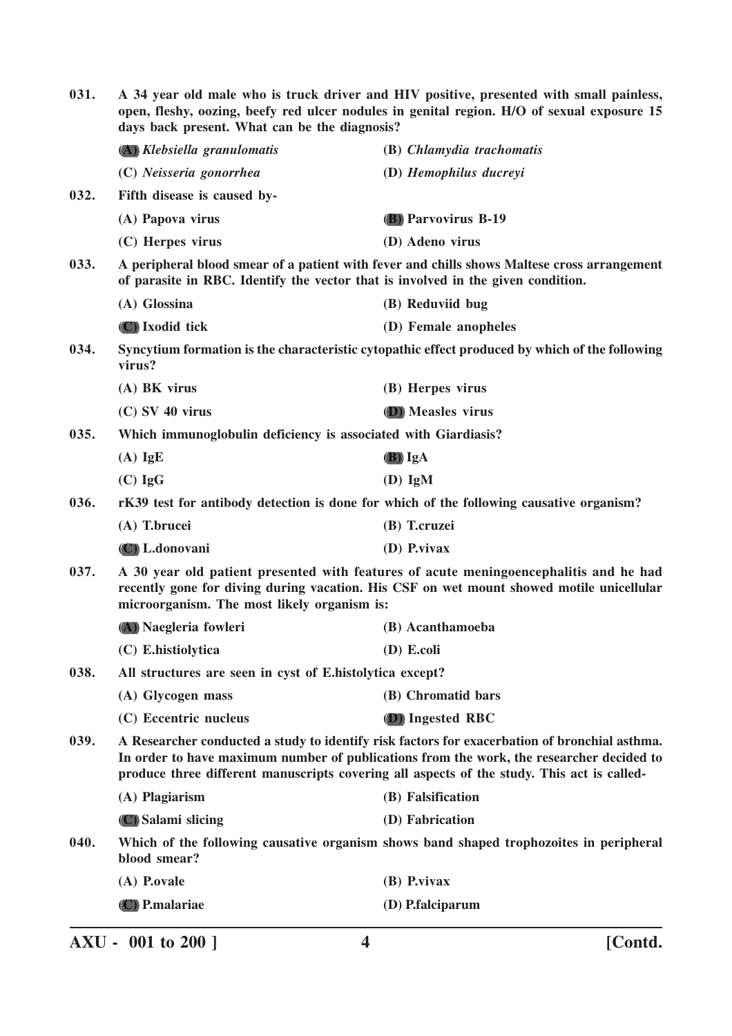**031.** **A 34 year old male who is truck driver and HIV positive, presented with small painless, open, fleshy, oozing, beefy red ulcer nodules in genital region. H/O of sexual exposure 15 days back present. What can be the diagnosis?**

(A) *Klebsiella granulomatis*
(B) *Chlamydia trachomatis*
(C) *Neisseria gonorrhea*
(D) *Hemophilus ducreyi*

**032.** **Fifth disease is caused by-**

(A) Papova virus
(B) Parvovirus B-19
(C) Herpes virus
(D) Adeno virus

**033.** **A peripheral blood smear of a patient with fever and chills shows Maltese cross arrangement of parasite in RBC. Identify the vector that is involved in the given condition.**

(A) Glossina
(B) Reduviid bug
(C) Ixodid tick
(D) Female anopheles

**034.** **Syncytium formation is the characteristic cytopathic effect produced by which of the following virus?**

(A) BK virus
(B) Herpes virus
(C) SV 40 virus
(D) Measles virus

**035.** **Which immunoglobulin deficiency is associated with Giardiasis?**

(A) IgE
(B) IgA
(C) IgG
(D) IgM

**036.** **rK39 test for antibody detection is done for which of the following causative organism?**

(A) T.brucei
(B) T.cruzei
(C) L.donovani
(D) P.vivax

**037.** **A 30 year old patient presented with features of acute meningoencephalitis and he had recently gone for diving during vacation. His CSF on wet mount showed motile unicellular microorganism. The most likely organism is:**

(A) Naegleria fowleri
(B) Acanthamoeba
(C) E.histiolytica
(D) E.coli

**038.** **All structures are seen in cyst of E.histolytica except?**

(A) Glycogen mass
(B) Chromatid bars
(C) Eccentric nucleus
(D) Ingested RBC

**039.** **A Researcher conducted a study to identify risk factors for exacerbation of bronchial asthma. In order to have maximum number of publications from the work, the researcher decided to produce three different manuscripts covering all aspects of the study. This act is called-**

(A) Plagiarism
(B) Falsification
(C) Salami slicing
(D) Fabrication

**040.** **Which of the following causative organism shows band shaped trophozoites in peripheral blood smear?**

(A) P.ovale
(B) P.vivax
(C) P.malariae
(D) P.falciparum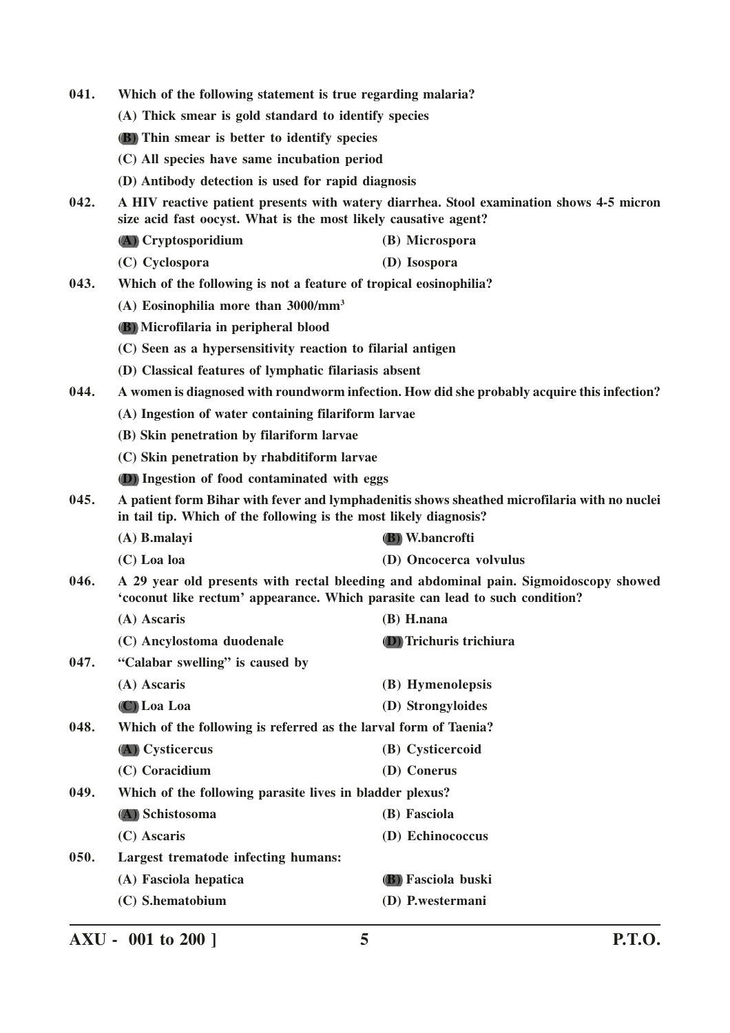**041. Which of the following statement is true regarding malaria?**

**(A) Thick smear is gold standard to identify species**

**(B) Thin smear is better to identify species**

**(C) All species have same incubation period**

**(D) Antibody detection is used for rapid diagnosis**

**042. A HIV reactive patient presents with watery diarrhea. Stool examination shows 4-5 micron size acid fast oocyst. What is the most likely causative agent?**

**(A) Cryptosporidium** **(B) Microspora**

**(C) Cyclospora** **(D) Isospora**

**043. Which of the following is not a feature of tropical eosinophilia?**

**(A) Eosinophilia more than 3000/mm$^3$**

**(B) Microfilaria in peripheral blood**

**(C) Seen as a hypersensitivity reaction to filarial antigen**

**(D) Classical features of lymphatic filariasis absent**

**044. A women is diagnosed with roundworm infection. How did she probably acquire this infection?**

**(A) Ingestion of water containing filariform larvae**

**(B) Skin penetration by filariform larvae**

**(C) Skin penetration by rhabditiform larvae**

**(D) Ingestion of food contaminated with eggs**

**045. A patient form Bihar with fever and lymphadenitis shows sheathed microfilaria with no nuclei in tail tip. Which of the following is the most likely diagnosis?**

**(A) B.malayi** **(B) W.bancrofti**

**(C) Loa loa** **(D) Oncocerca volvulus**

**046. A 29 year old presents with rectal bleeding and abdominal pain. Sigmoidoscopy showed 'coconut like rectum' appearance. Which parasite can lead to such condition?**

**(A) Ascaris** **(B) H.nana**

**(C) Ancylostoma duodenale** **(D) Trichuris trichiura**

**047. "Calabar swelling" is caused by**

**(A) Ascaris** **(B) Hymenolepsis**

**(C) Loa Loa** **(D) Strongyloides**

**048. Which of the following is referred as the larval form of Taenia?**

**(A) Cysticercus** **(B) Cysticercoid**

**(C) Coracidium** **(D) Conerus**

**049. Which of the following parasite lives in bladder plexus?**

**(A) Schistosoma** **(B) Fasciola**

**(C) Ascaris** **(D) Echinococcus**

**050. Largest trematode infecting humans:**

**(A) Fasciola hepatica** **(B) Fasciola buski**

**(C) S.hematobium** **(D) P.westermani**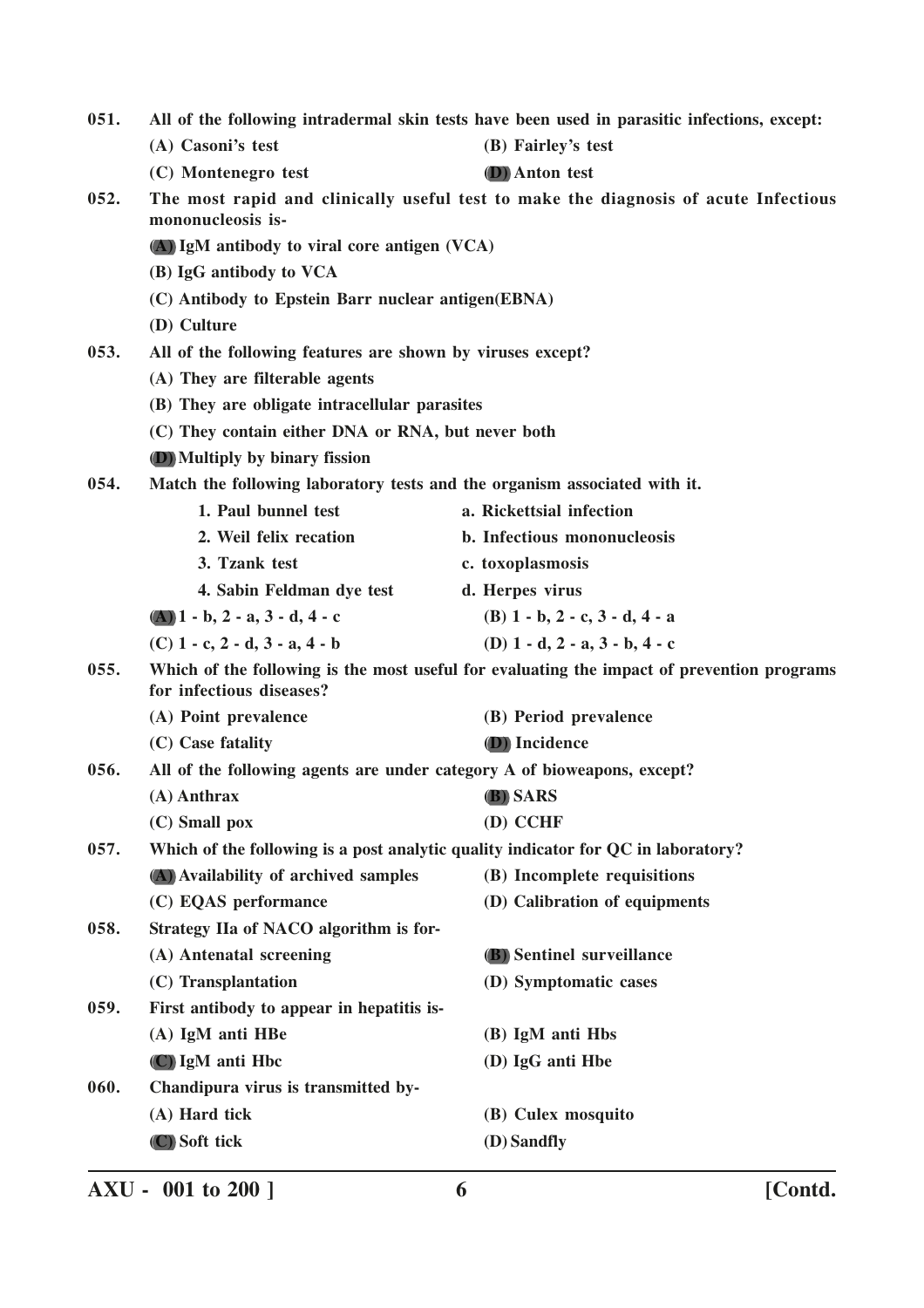051. **All of the following intradermal skin tests have been used in parasitic infections, except:**

(A) Casoni's test
(B) Fairley's test
(C) Montenegro test
(D) Anton test

052. **The most rapid and clinically useful test to make the diagnosis of acute Infectious mononucleosis is-**

(A) IgM antibody to viral core antigen (VCA)
(B) IgG antibody to VCA
(C) Antibody to Epstein Barr nuclear antigen(EBNA)
(D) Culture

053. **All of the following features are shown by viruses except?**

(A) They are filterable agents
(B) They are obligate intracellular parasites
(C) They contain either DNA or RNA, but never both
(D) Multiply by binary fission

054. **Match the following laboratory tests and the organism associated with it.**

| | |
|---|---|
| 1. Paul bunnel test | a. Rickettsial infection |
| 2. Weil felix recation | b. Infectious mononucleosis |
| 3. Tzank test | c. toxoplasmosis |
| 4. Sabin Feldman dye test | d. Herpes virus |

(A) 1 - b, 2 - a, 3 - d, 4 - c
(B) 1 - b, 2 - c, 3 - d, 4 - a
(C) 1 - c, 2 - d, 3 - a, 4 - b
(D) 1 - d, 2 - a, 3 - b, 4 - c

055. **Which of the following is the most useful for evaluating the impact of prevention programs for infectious diseases?**

(A) Point prevalence
(B) Period prevalence
(C) Case fatality
(D) Incidence

056. **All of the following agents are under category A of bioweapons, except?**

(A) Anthrax
(B) SARS
(C) Small pox
(D) CCHF

057. **Which of the following is a post analytic quality indicator for QC in laboratory?**

(A) Availability of archived samples
(B) Incomplete requisitions
(C) EQAS performance
(D) Calibration of equipments

058. **Strategy IIa of NACO algorithm is for-**

(A) Antenatal screening
(B) Sentinel surveillance
(C) Transplantation
(D) Symptomatic cases

059. **First antibody to appear in hepatitis is-**

(A) IgM anti HBe
(B) IgM anti Hbs
(C) IgM anti Hbc
(D) IgG anti Hbe

060. **Chandipura virus is transmitted by-**

(A) Hard tick
(B) Culex mosquito
(C) Soft tick
(D) Sandfly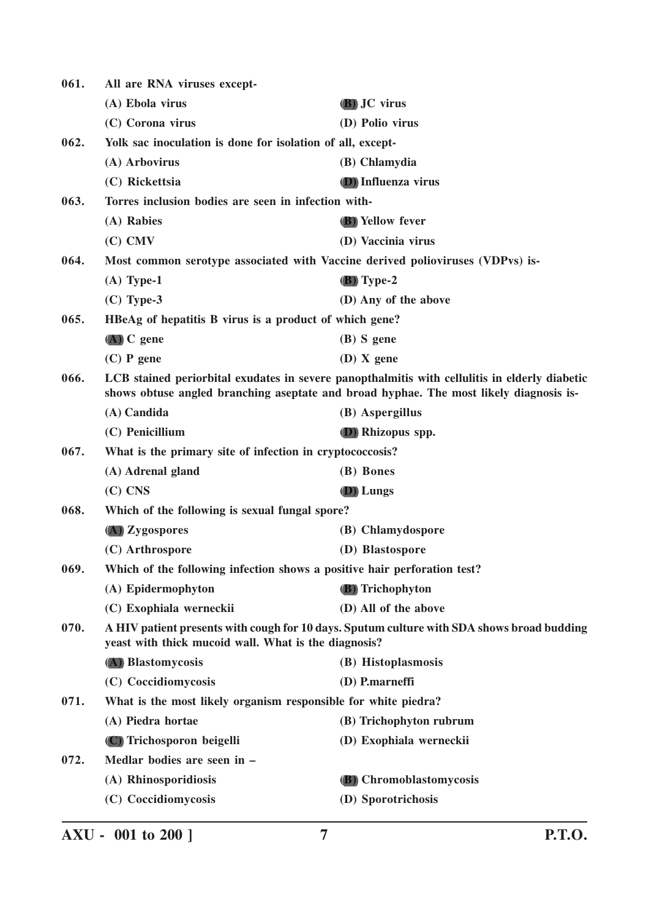061. **All are RNA viruses except-**

(A) Ebola virus
(B) JC virus
(C) Corona virus
(D) Polio virus

062. **Yolk sac inoculation is done for isolation of all, except-**

(A) Arbovirus
(B) Chlamydia
(C) Rickettsia
(D) Influenza virus

063. **Torres inclusion bodies are seen in infection with-**

(A) Rabies
(B) Yellow fever
(C) CMV
(D) Vaccinia virus

064. **Most common serotype associated with Vaccine derived polioviruses (VDPvs) is-**

(A) Type-1
(B) Type-2
(C) Type-3
(D) Any of the above

065. **HBeAg of hepatitis B virus is a product of which gene?**

(A) C gene
(B) S gene
(C) P gene
(D) X gene

066. **LCB stained periorbital exudates in severe panopthalmitis with cellulitis in elderly diabetic shows obtuse angled branching aseptate and broad hyphae. The most likely diagnosis is-**

(A) Candida
(B) Aspergillus
(C) Penicillium
(D) Rhizopus spp.

067. **What is the primary site of infection in cryptococcosis?**

(A) Adrenal gland
(B) Bones
(C) CNS
(D) Lungs

068. **Which of the following is sexual fungal spore?**

(A) Zygospores
(B) Chlamydospore
(C) Arthrospore
(D) Blastospore

069. **Which of the following infection shows a positive hair perforation test?**

(A) Epidermophyton
(B) Trichophyton
(C) Exophiala werneckii
(D) All of the above

070. **A HIV patient presents with cough for 10 days. Sputum culture with SDA shows broad budding yeast with thick mucoid wall. What is the diagnosis?**

(A) Blastomycosis
(B) Histoplasmosis
(C) Coccidiomycosis
(D) P.marneffi

071. **What is the most likely organism responsible for white piedra?**

(A) Piedra hortae
(B) Trichophyton rubrum
(C) Trichosporon beigelli
(D) Exophiala werneckii

072. **Medlar bodies are seen in –**

(A) Rhinosporidiosis
(B) Chromoblastomycosis
(C) Coccidiomycosis
(D) Sporotrichosis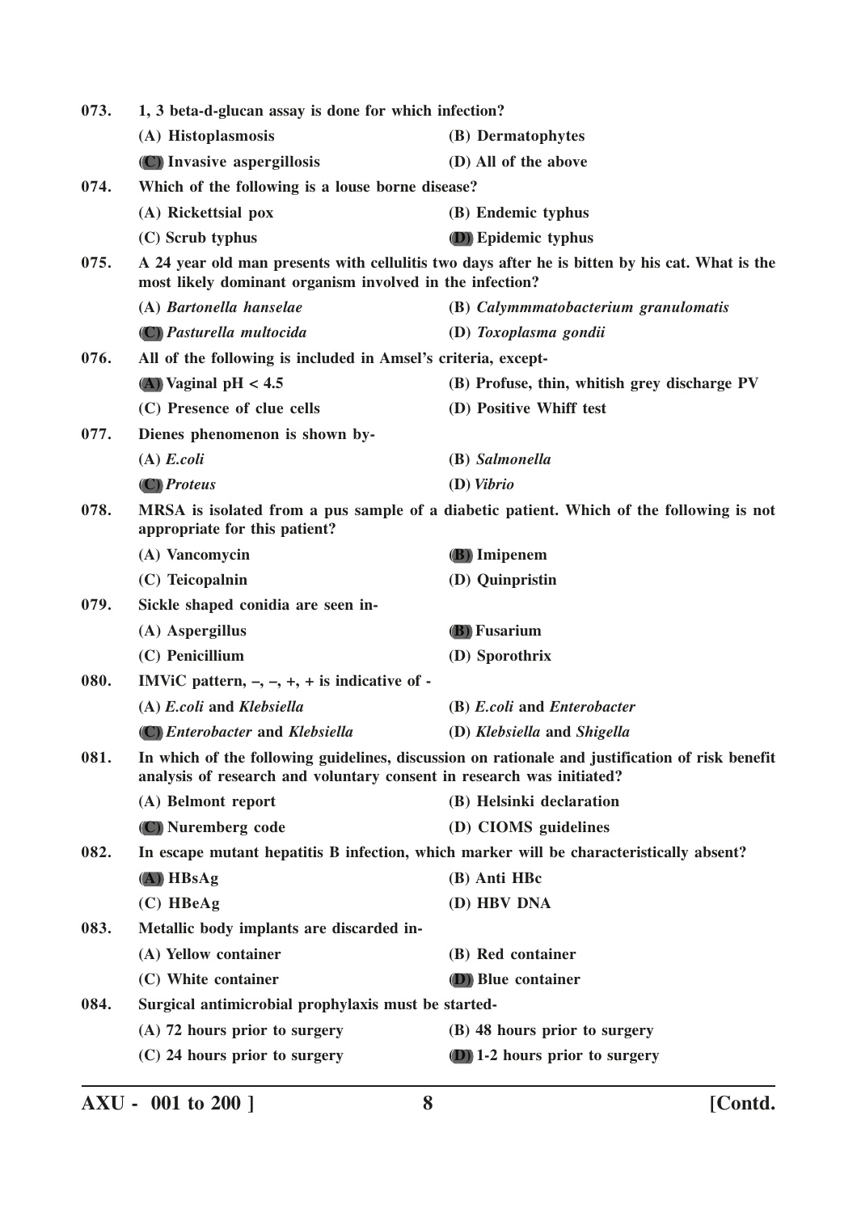**073.** **1, 3 beta-d-glucan assay is done for which infection?**

(A) Histoplasmosis
(B) Dermatophytes
(C) Invasive aspergillosis
(D) All of the above

**074.** **Which of the following is a louse borne disease?**

(A) Rickettsial pox
(B) Endemic typhus
(C) Scrub typhus
(D) Epidemic typhus

**075.** **A 24 year old man presents with cellulitis two days after he is bitten by his cat. What is the most likely dominant organism involved in the infection?**

(A) *Bartonella hanselae*
(B) *Calymmmatobacterium granulomatis*
(C) *Pasturella multocida*
(D) *Toxoplasma gondii*

**076.** **All of the following is included in Amsel's criteria, except-**

(A) Vaginal pH < 4.5
(B) Profuse, thin, whitish grey discharge PV
(C) Presence of clue cells
(D) Positive Whiff test

**077.** **Dienes phenomenon is shown by-**

(A) *E.coli*
(B) *Salmonella*
(C) *Proteus*
(D) *Vibrio*

**078.** **MRSA is isolated from a pus sample of a diabetic patient. Which of the following is not appropriate for this patient?**

(A) Vancomycin
(B) Imipenem
(C) Teicopalnin
(D) Quinpristin

**079.** **Sickle shaped conidia are seen in-**

(A) Aspergillus
(B) Fusarium
(C) Penicillium
(D) Sporothrix

**080.** **IMViC pattern, –, –, +, + is indicative of -**

(A) *E.coli* and *Klebsiella*
(B) *E.coli* and *Enterobacter*
(C) *Enterobacter* and *Klebsiella*
(D) *Klebsiella* and *Shigella*

**081.** **In which of the following guidelines, discussion on rationale and justification of risk benefit analysis of research and voluntary consent in research was initiated?**

(A) Belmont report
(B) Helsinki declaration
(C) Nuremberg code
(D) CIOMS guidelines

**082.** **In escape mutant hepatitis B infection, which marker will be characteristically absent?**

(A) HBsAg
(B) Anti HBc
(C) HBeAg
(D) HBV DNA

**083.** **Metallic body implants are discarded in-**

(A) Yellow container
(B) Red container
(C) White container
(D) Blue container

**084.** **Surgical antimicrobial prophylaxis must be started-**

(A) 72 hours prior to surgery
(B) 48 hours prior to surgery
(C) 24 hours prior to surgery
(D) 1-2 hours prior to surgery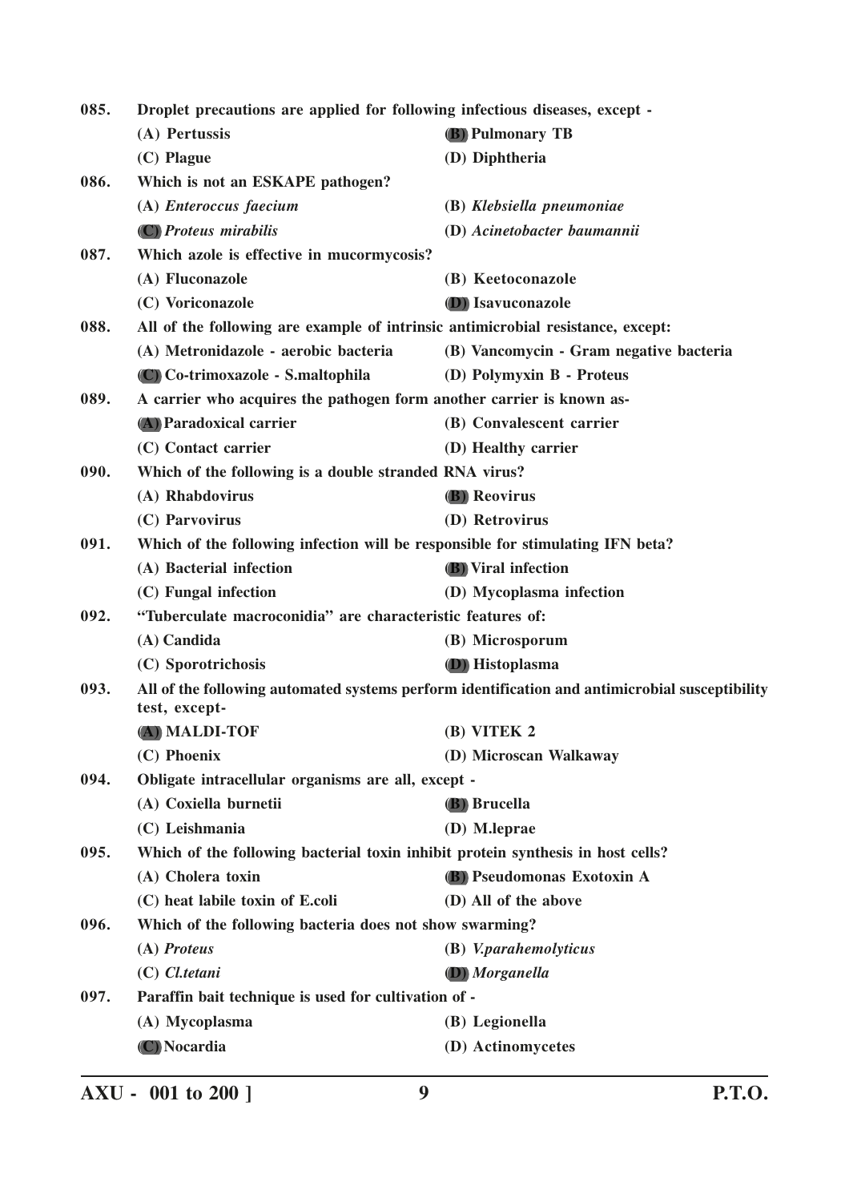085. **Droplet precautions are applied for following infectious diseases, except -**

(A) Pertussis
**(B) Pulmonary TB**
(C) Plague
(D) Diphtheria

086. **Which is not an ESKAPE pathogen?**

(A) *Enteroccus faecium*
(B) *Klebsiella pneumoniae*
**(C) *Proteus mirabilis***
(D) *Acinetobacter baumannii*

087. **Which azole is effective in mucormycosis?**

(A) Fluconazole
(B) Keetoconazole
(C) Voriconazole
**(D) Isavuconazole**

088. **All of the following are example of intrinsic antimicrobial resistance, except:**

(A) Metronidazole - aerobic bacteria
(B) Vancomycin - Gram negative bacteria
**(C) Co-trimoxazole - S.maltophila**
(D) Polymyxin B - Proteus

089. **A carrier who acquires the pathogen form another carrier is known as-**

**(A) Paradoxical carrier**
(B) Convalescent carrier
(C) Contact carrier
(D) Healthy carrier

090. **Which of the following is a double stranded RNA virus?**

(A) Rhabdovirus
**(B) Reovirus**
(C) Parvovirus
(D) Retrovirus

091. **Which of the following infection will be responsible for stimulating IFN beta?**

(A) Bacterial infection
**(B) Viral infection**
(C) Fungal infection
(D) Mycoplasma infection

092. **"Tuberculate macroconidia" are characteristic features of:**

(A) Candida
(B) Microsporum
(C) Sporotrichosis
**(D) Histoplasma**

093. **All of the following automated systems perform identification and antimicrobial susceptibility test, except-**

**(A) MALDI-TOF**
(B) VITEK 2
(C) Phoenix
(D) Microscan Walkaway

094. **Obligate intracellular organisms are all, except -**

(A) Coxiella burnetii
**(B) Brucella**
(C) Leishmania
(D) M.leprae

095. **Which of the following bacterial toxin inhibit protein synthesis in host cells?**

(A) Cholera toxin
**(B) Pseudomonas Exotoxin A**
(C) heat labile toxin of E.coli
(D) All of the above

096. **Which of the following bacteria does not show swarming?**

(A) *Proteus*
(B) *V.parahemolyticus*
(C) *Cl.tetani*
**(D) *Morganella***

097. **Paraffin bait technique is used for cultivation of -**

(A) Mycoplasma
(B) Legionella
**(C) Nocardia**
(D) Actinomycetes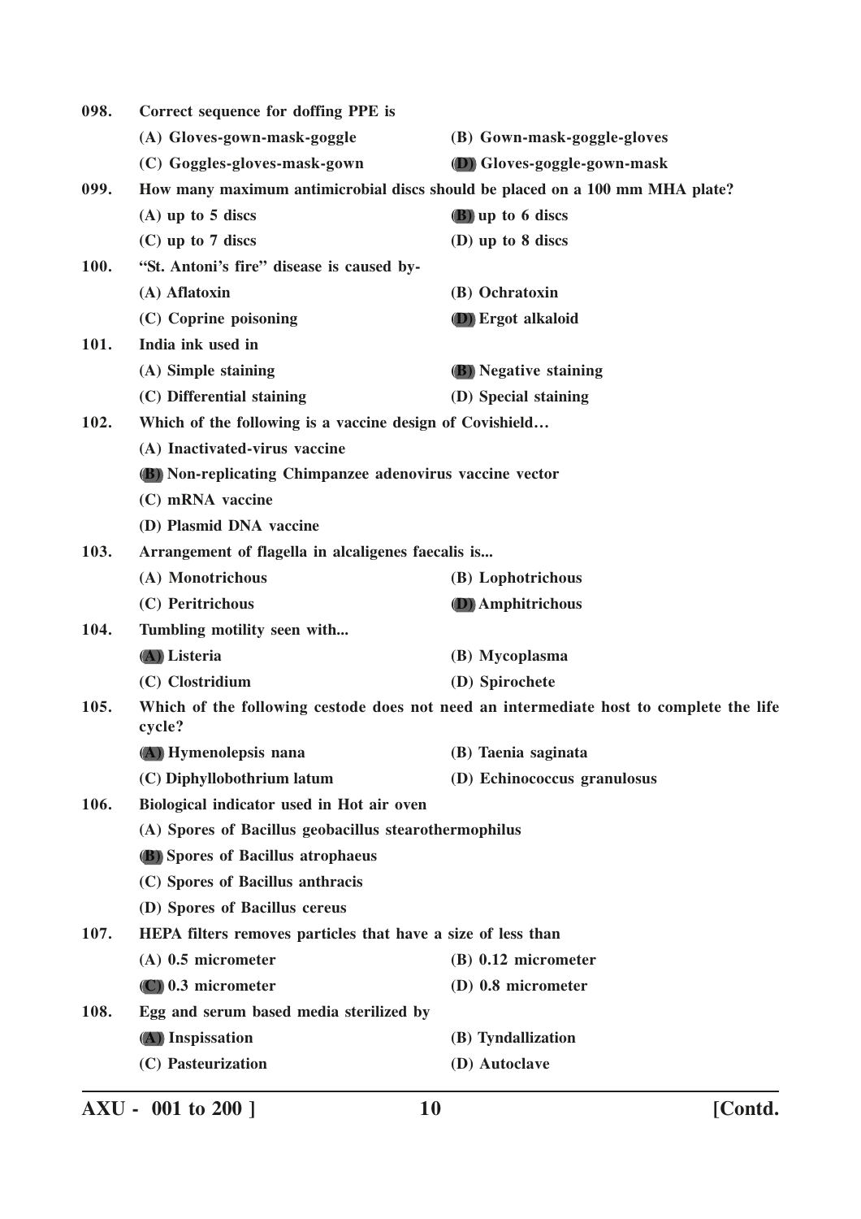098. **Correct sequence for doffing PPE is**

(A) Gloves-gown-mask-goggle
(B) Gown-mask-goggle-gloves
(C) Goggles-gloves-mask-gown
(D) Gloves-goggle-gown-mask

099. **How many maximum antimicrobial discs should be placed on a 100 mm MHA plate?**

(A) up to 5 discs
(B) up to 6 discs
(C) up to 7 discs
(D) up to 8 discs

100. **"St. Antoni's fire" disease is caused by-**

(A) Aflatoxin
(B) Ochratoxin
(C) Coprine poisoning
(D) Ergot alkaloid

101. **India ink used in**

(A) Simple staining
(B) Negative staining
(C) Differential staining
(D) Special staining

102. **Which of the following is a vaccine design of Covishield…**

(A) Inactivated-virus vaccine
(B) Non-replicating Chimpanzee adenovirus vaccine vector
(C) mRNA vaccine
(D) Plasmid DNA vaccine

103. **Arrangement of flagella in alcaligenes faecalis is...**

(A) Monotrichous
(B) Lophotrichous
(C) Peritrichous
(D) Amphitrichous

104. **Tumbling motility seen with...**

(A) Listeria
(B) Mycoplasma
(C) Clostridium
(D) Spirochete

105. **Which of the following cestode does not need an intermediate host to complete the life cycle?**

(A) Hymenolepsis nana
(B) Taenia saginata
(C) Diphyllobothrium latum
(D) Echinococcus granulosus

106. **Biological indicator used in Hot air oven**

(A) Spores of Bacillus geobacillus stearothermophilus
(B) Spores of Bacillus atrophaeus
(C) Spores of Bacillus anthracis
(D) Spores of Bacillus cereus

107. **HEPA filters removes particles that have a size of less than**

(A) 0.5 micrometer
(B) 0.12 micrometer
(C) 0.3 micrometer
(D) 0.8 micrometer

108. **Egg and serum based media sterilized by**

(A) Inspissation
(B) Tyndallization
(C) Pasteurization
(D) Autoclave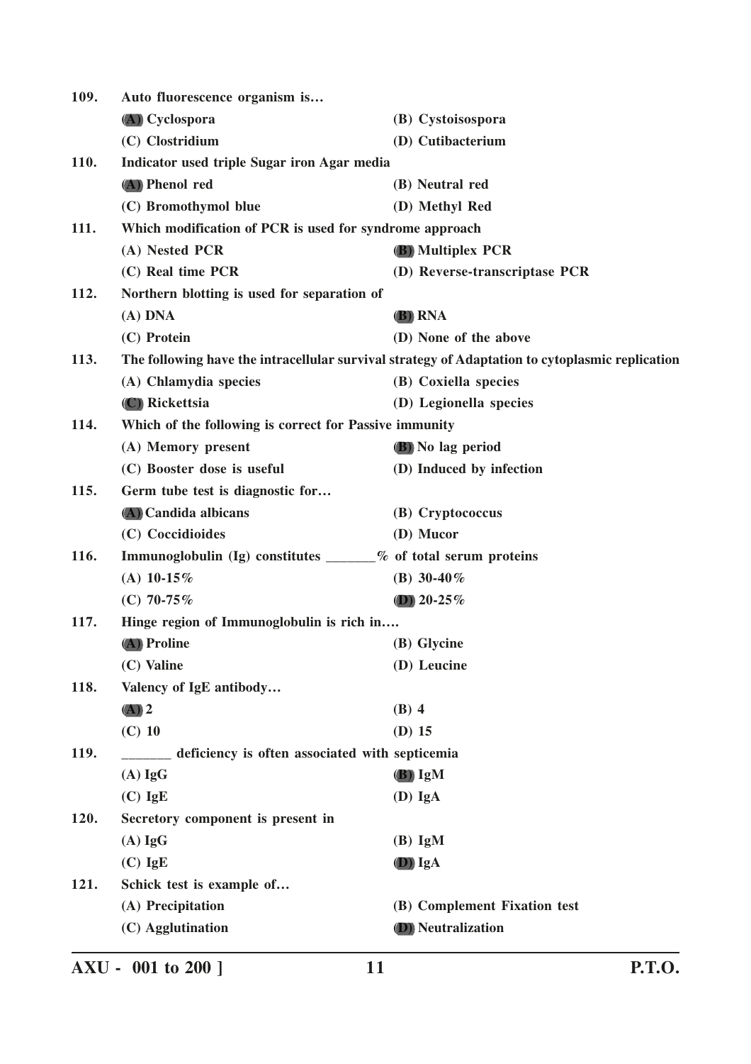**109. Auto fluorescence organism is…**

(A) Cyclospora (B) Cystoisospora

(C) Clostridium (D) Cutibacterium

**110. Indicator used triple Sugar iron Agar media**

(A) Phenol red (B) Neutral red

(C) Bromothymol blue (D) Methyl Red

**111. Which modification of PCR is used for syndrome approach**

(A) Nested PCR (B) Multiplex PCR

(C) Real time PCR (D) Reverse-transcriptase PCR

**112. Northern blotting is used for separation of**

(A) DNA (B) RNA

(C) Protein (D) None of the above

**113. The following have the intracellular survival strategy of Adaptation to cytoplasmic replication**

(A) Chlamydia species (B) Coxiella species

(C) Rickettsia (D) Legionella species

**114. Which of the following is correct for Passive immunity**

(A) Memory present (B) No lag period

(C) Booster dose is useful (D) Induced by infection

**115. Germ tube test is diagnostic for…**

(A) Candida albicans (B) Cryptococcus

(C) Coccidioides (D) Mucor

**116. Immunoglobulin (Ig) constitutes _______% of total serum proteins**

(A) 10-15% (B) 30-40%

(C) 70-75% (D) 20-25%

**117. Hinge region of Immunoglobulin is rich in….**

(A) Proline (B) Glycine

(C) Valine (D) Leucine

**118. Valency of IgE antibody…**

(A) 2 (B) 4

(C) 10 (D) 15

**119. _______ deficiency is often associated with septicemia**

(A) IgG (B) IgM

(C) IgE (D) IgA

**120. Secretory component is present in**

(A) IgG (B) IgM

(C) IgE (D) IgA

**121. Schick test is example of…**

(A) Precipitation (B) Complement Fixation test

(C) Agglutination (D) Neutralization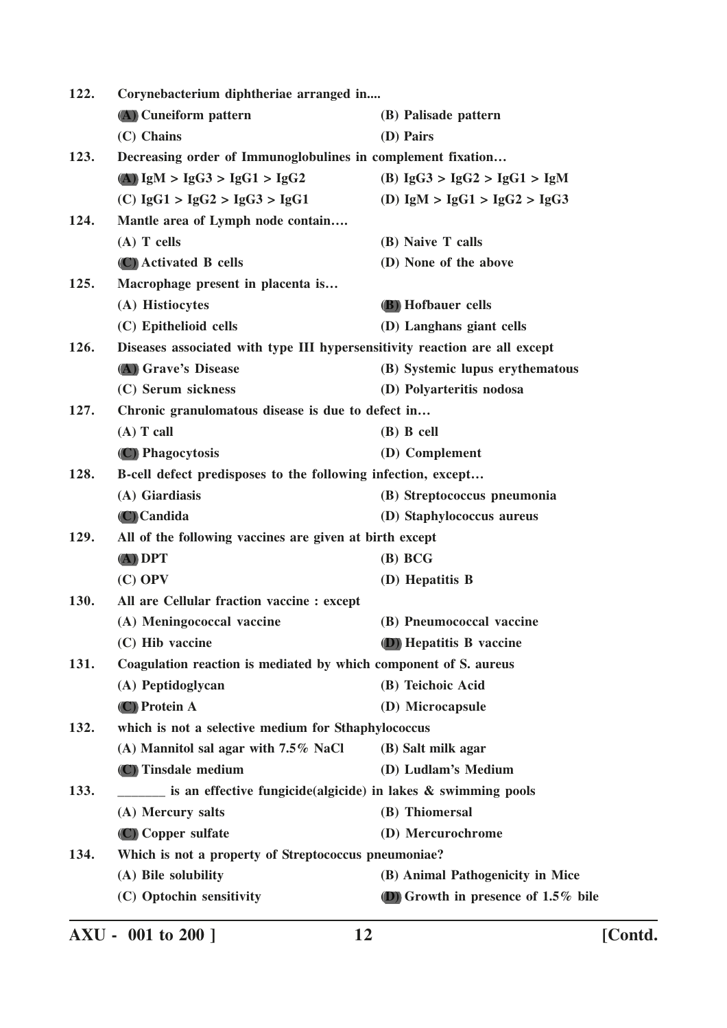122. Corynebacterium diphtheriae arranged in....

(A) Cuneiform pattern
(B) Palisade pattern
(C) Chains
(D) Pairs

123. Decreasing order of Immunoglobulines in complement fixation…

(A) IgM > IgG3 > IgG1 > IgG2
(B) IgG3 > IgG2 > IgG1 > IgM
(C) IgG1 > IgG2 > IgG3 > IgG1
(D) IgM > IgG1 > IgG2 > IgG3

124. Mantle area of Lymph node contain….

(A) T cells
(B) Naive T calls
(C) Activated B cells
(D) None of the above

125. Macrophage present in placenta is…

(A) Histiocytes
(B) Hofbauer cells
(C) Epithelioid cells
(D) Langhans giant cells

126. Diseases associated with type III hypersensitivity reaction are all except

(A) Grave's Disease
(B) Systemic lupus erythematous
(C) Serum sickness
(D) Polyarteritis nodosa

127. Chronic granulomatous disease is due to defect in…

(A) T call
(B) B cell
(C) Phagocytosis
(D) Complement

128. B-cell defect predisposes to the following infection, except…

(A) Giardiasis
(B) Streptococcus pneumonia
(C) Candida
(D) Staphylococcus aureus

129. All of the following vaccines are given at birth except

(A) DPT
(B) BCG
(C) OPV
(D) Hepatitis B

130. All are Cellular fraction vaccine : except

(A) Meningococcal vaccine
(B) Pneumococcal vaccine
(C) Hib vaccine
(D) Hepatitis B vaccine

131. Coagulation reaction is mediated by which component of S. aureus

(A) Peptidoglycan
(B) Teichoic Acid
(C) Protein A
(D) Microcapsule

132. which is not a selective medium for Sthaphylococcus

(A) Mannitol sal agar with 7.5% NaCl
(B) Salt milk agar
(C) Tinsdale medium
(D) Ludlam's Medium

133. _______ is an effective fungicide(algicide) in lakes & swimming pools

(A) Mercury salts
(B) Thiomersal
(C) Copper sulfate
(D) Mercurochrome

134. Which is not a property of Streptococcus pneumoniae?

(A) Bile solubility
(B) Animal Pathogenicity in Mice
(C) Optochin sensitivity
(D) Growth in presence of 1.5% bile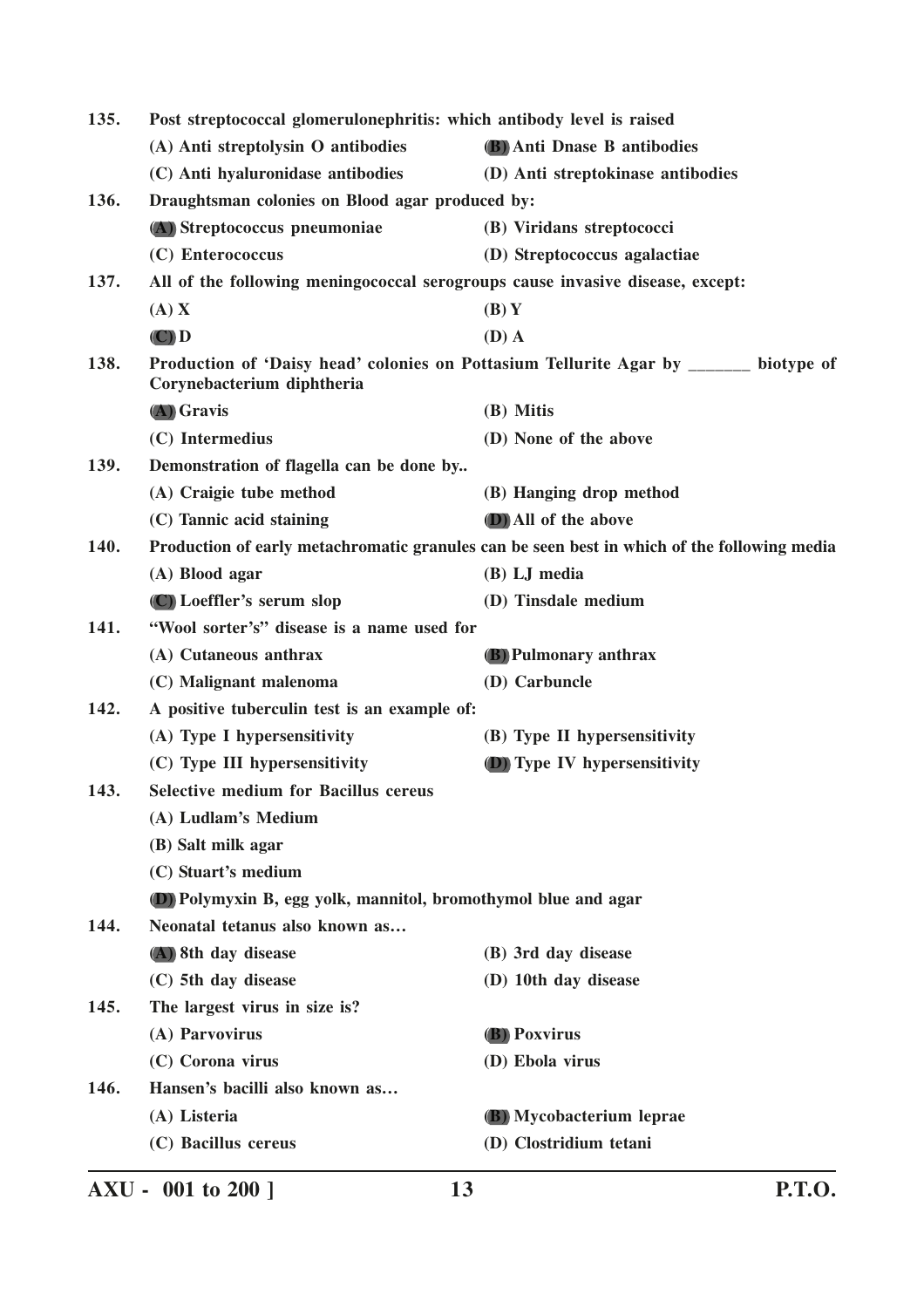135. **Post streptococcal glomerulonephritis: which antibody level is raised**

(A) Anti streptolysin O antibodies (B) Anti Dnase B antibodies

(C) Anti hyaluronidase antibodies (D) Anti streptokinase antibodies

136. **Draughtsman colonies on Blood agar produced by:**

(A) Streptococcus pneumoniae (B) Viridans streptococci

(C) Enterococcus (D) Streptococcus agalactiae

137. **All of the following meningococcal serogroups cause invasive disease, except:**

(A) X (B) Y

(C) D (D) A

138. **Production of 'Daisy head' colonies on Pottasium Tellurite Agar by _______ biotype of Corynebacterium diphtheria**

(A) Gravis (B) Mitis

(C) Intermedius (D) None of the above

139. **Demonstration of flagella can be done by..**

(A) Craigie tube method (B) Hanging drop method

(C) Tannic acid staining (D) All of the above

140. **Production of early metachromatic granules can be seen best in which of the following media**

(A) Blood agar (B) LJ media

(C) Loeffler's serum slop (D) Tinsdale medium

141. **"Wool sorter's" disease is a name used for**

(A) Cutaneous anthrax (B) Pulmonary anthrax

(C) Malignant malenoma (D) Carbuncle

142. **A positive tuberculin test is an example of:**

(A) Type I hypersensitivity (B) Type II hypersensitivity

(C) Type III hypersensitivity (D) Type IV hypersensitivity

143. **Selective medium for Bacillus cereus**

(A) Ludlam's Medium

(B) Salt milk agar

(C) Stuart's medium

(D) Polymyxin B, egg yolk, mannitol, bromothymol blue and agar

144. **Neonatal tetanus also known as…**

(A) 8th day disease (B) 3rd day disease

(C) 5th day disease (D) 10th day disease

145. **The largest virus in size is?**

(A) Parvovirus (B) Poxvirus

(C) Corona virus (D) Ebola virus

146. **Hansen's bacilli also known as…**

(A) Listeria (B) Mycobacterium leprae

(C) Bacillus cereus (D) Clostridium tetani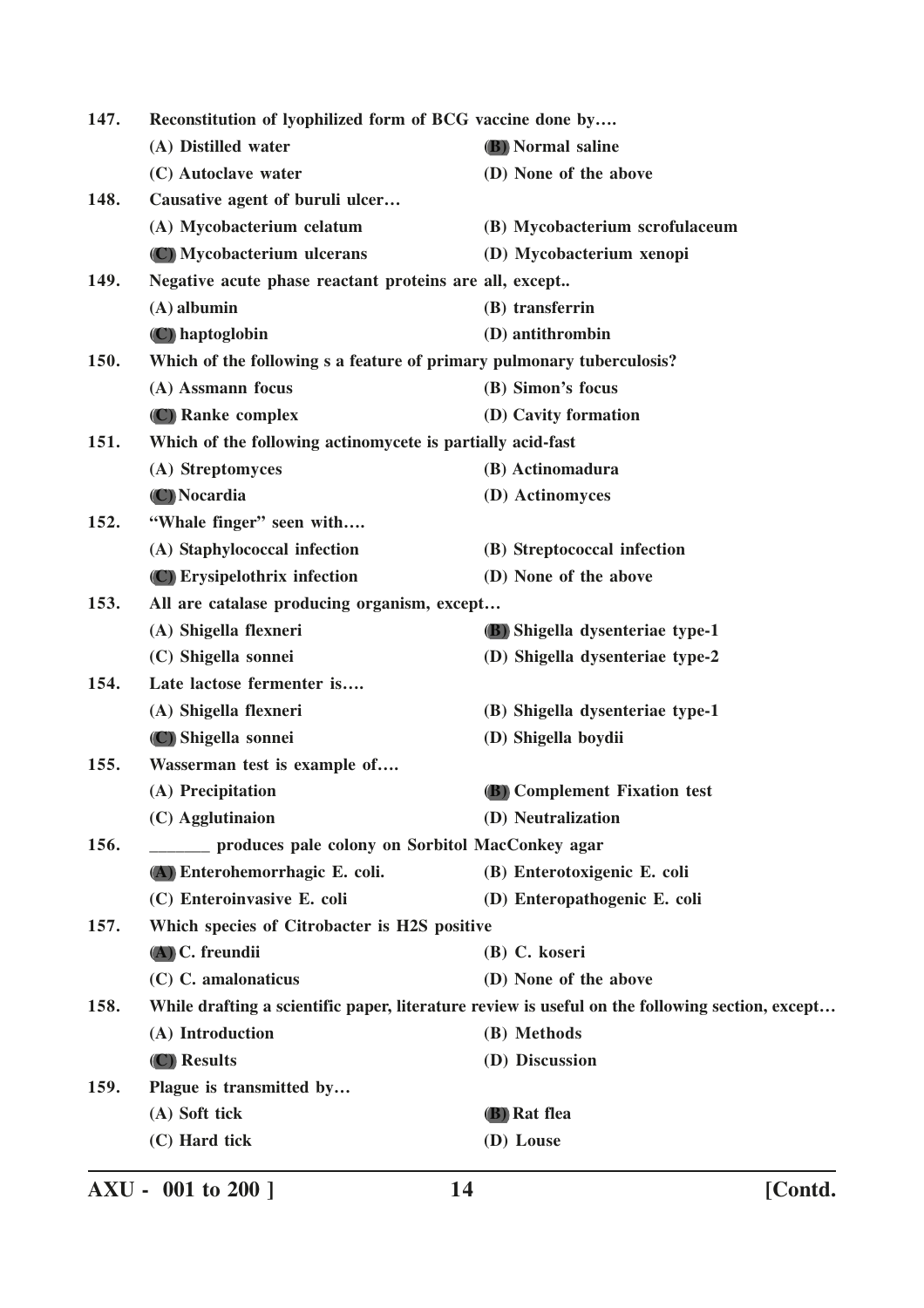147. **Reconstitution of lyophilized form of BCG vaccine done by….**

(A) Distilled water
(B) Normal saline
(C) Autoclave water
(D) None of the above

148. **Causative agent of buruli ulcer…**

(A) Mycobacterium celatum
(B) Mycobacterium scrofulaceum
(C) Mycobacterium ulcerans
(D) Mycobacterium xenopi

149. **Negative acute phase reactant proteins are all, except..**

(A) albumin
(B) transferrin
(C) haptoglobin
(D) antithrombin

150. **Which of the following s a feature of primary pulmonary tuberculosis?**

(A) Assmann focus
(B) Simon's focus
(C) Ranke complex
(D) Cavity formation

151. **Which of the following actinomycete is partially acid-fast**

(A) Streptomyces
(B) Actinomadura
(C) Nocardia
(D) Actinomyces

152. **"Whale finger" seen with….**

(A) Staphylococcal infection
(B) Streptococcal infection
(C) Erysipelothrix infection
(D) None of the above

153. **All are catalase producing organism, except…**

(A) Shigella flexneri
(B) Shigella dysenteriae type-1
(C) Shigella sonnei
(D) Shigella dysenteriae type-2

154. **Late lactose fermenter is….**

(A) Shigella flexneri
(B) Shigella dysenteriae type-1
(C) Shigella sonnei
(D) Shigella boydii

155. **Wasserman test is example of….**

(A) Precipitation
(B) Complement Fixation test
(C) Agglutinaion
(D) Neutralization

156. **_______ produces pale colony on Sorbitol MacConkey agar**

(A) Enterohemorrhagic E. coli.
(B) Enterotoxigenic E. coli
(C) Enteroinvasive E. coli
(D) Enteropathogenic E. coli

157. **Which species of Citrobacter is H2S positive**

(A) C. freundii
(B) C. koseri
(C) C. amalonaticus
(D) None of the above

158. **While drafting a scientific paper, literature review is useful on the following section, except…**

(A) Introduction
(B) Methods
(C) Results
(D) Discussion

159. **Plague is transmitted by…**

(A) Soft tick
(B) Rat flea
(C) Hard tick
(D) Louse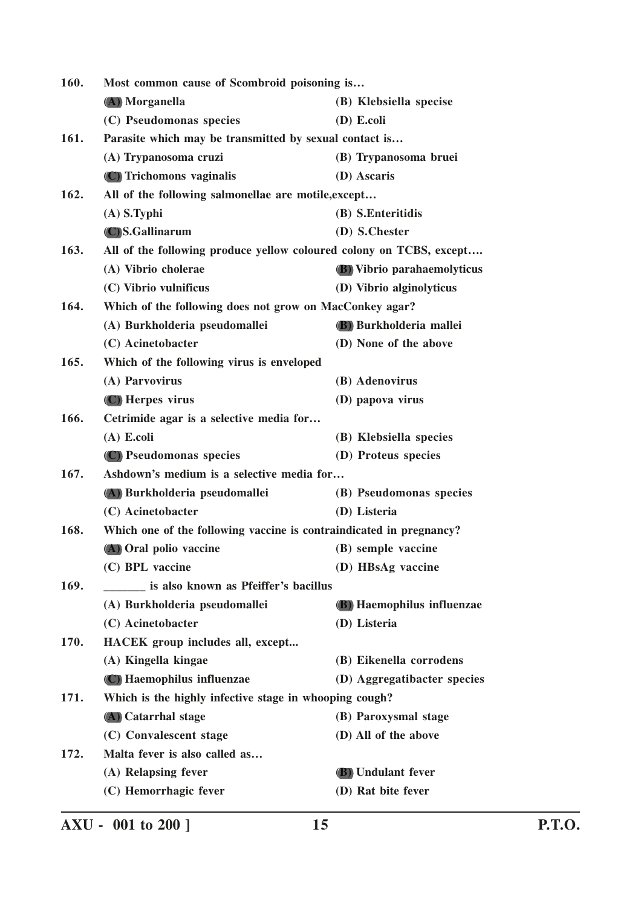160. **Most common cause of Scombroid poisoning is…**
(A) Morganella (B) Klebsiella specise
(C) Pseudomonas species (D) E.coli

161. **Parasite which may be transmitted by sexual contact is…**
(A) Trypanosoma cruzi (B) Trypanosoma bruei
(C) Trichomons vaginalis (D) Ascaris

162. **All of the following salmonellae are motile,except…**
(A) S.Typhi (B) S.Enteritidis
(C) S.Gallinarum (D) S.Chester

163. **All of the following produce yellow coloured colony on TCBS, except….**
(A) Vibrio cholerae (B) Vibrio parahaemolyticus
(C) Vibrio vulnificus (D) Vibrio alginolyticus

164. **Which of the following does not grow on MacConkey agar?**
(A) Burkholderia pseudomallei (B) Burkholderia mallei
(C) Acinetobacter (D) None of the above

165. **Which of the following virus is enveloped**
(A) Parvovirus (B) Adenovirus
(C) Herpes virus (D) papova virus

166. **Cetrimide agar is a selective media for…**
(A) E.coli (B) Klebsiella species
(C) Pseudomonas species (D) Proteus species

167. **Ashdown's medium is a selective media for…**
(A) Burkholderia pseudomallei (B) Pseudomonas species
(C) Acinetobacter (D) Listeria

168. **Which one of the following vaccine is contraindicated in pregnancy?**
(A) Oral polio vaccine (B) semple vaccine
(C) BPL vaccine (D) HBsAg vaccine

169. **_______ is also known as Pfeiffer's bacillus**
(A) Burkholderia pseudomallei (B) Haemophilus influenzae
(C) Acinetobacter (D) Listeria

170. **HACEK group includes all, except...**
(A) Kingella kingae (B) Eikenella corrodens
(C) Haemophilus influenzae (D) Aggregatibacter species

171. **Which is the highly infective stage in whooping cough?**
(A) Catarrhal stage (B) Paroxysmal stage
(C) Convalescent stage (D) All of the above

172. **Malta fever is also called as…**
(A) Relapsing fever (B) Undulant fever
(C) Hemorrhagic fever (D) Rat bite fever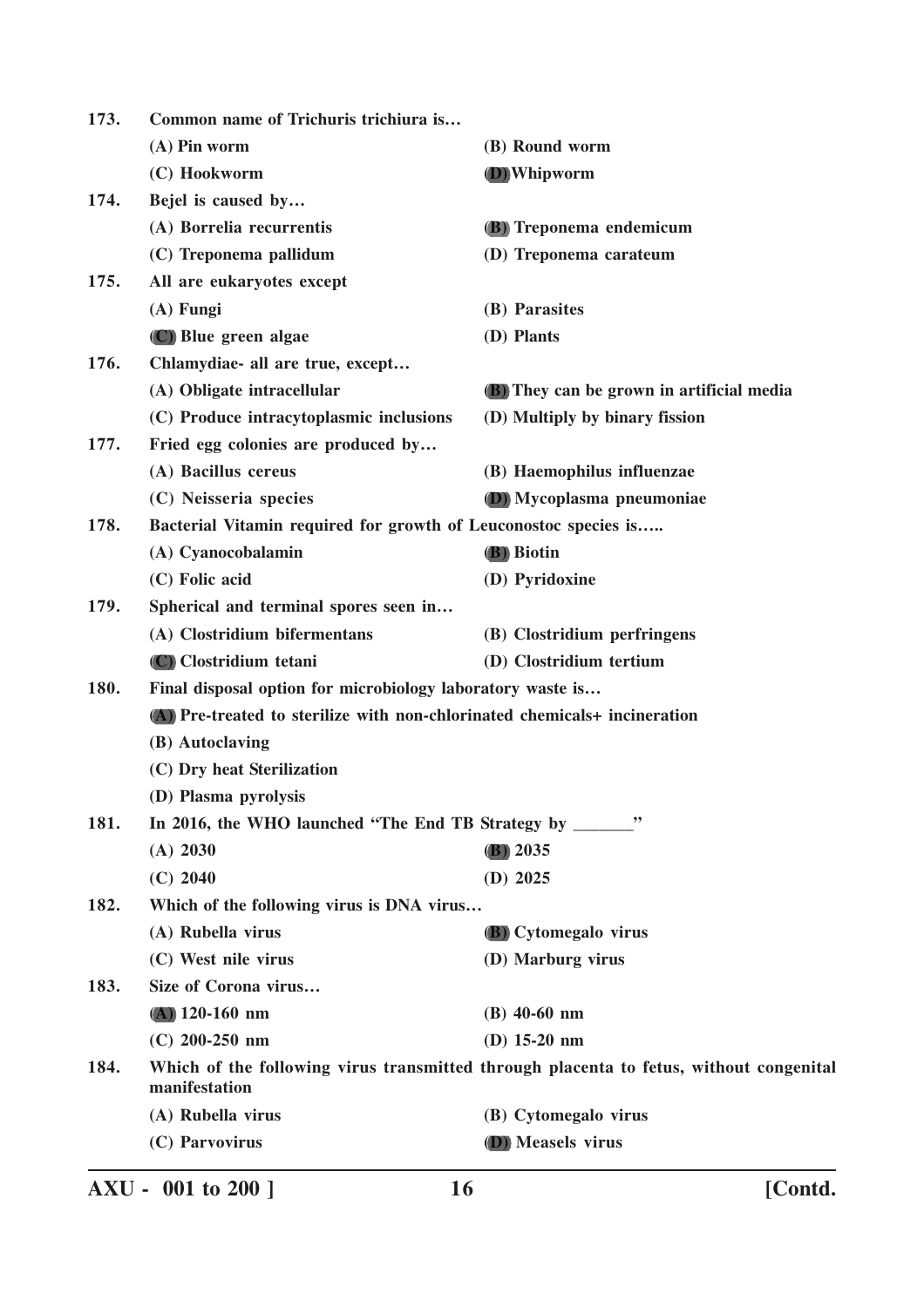**173. Common name of Trichuris trichiura is…**

(A) Pin worm
(B) Round worm
(C) Hookworm
(D) Whipworm

**174. Bejel is caused by…**

(A) Borrelia recurrentis
(B) Treponema endemicum
(C) Treponema pallidum
(D) Treponema carateum

**175. All are eukaryotes except**

(A) Fungi
(B) Parasites
(C) Blue green algae
(D) Plants

**176. Chlamydiae- all are true, except…**

(A) Obligate intracellular
(B) They can be grown in artificial media
(C) Produce intracytoplasmic inclusions
(D) Multiply by binary fission

**177. Fried egg colonies are produced by…**

(A) Bacillus cereus
(B) Haemophilus influenzae
(C) Neisseria species
(D) Mycoplasma pneumoniae

**178. Bacterial Vitamin required for growth of Leuconostoc species is…..**

(A) Cyanocobalamin
(B) Biotin
(C) Folic acid
(D) Pyridoxine

**179. Spherical and terminal spores seen in…**

(A) Clostridium bifermentans
(B) Clostridium perfringens
(C) Clostridium tetani
(D) Clostridium tertium

**180. Final disposal option for microbiology laboratory waste is…**

(A) Pre-treated to sterilize with non-chlorinated chemicals+ incineration
(B) Autoclaving
(C) Dry heat Sterilization
(D) Plasma pyrolysis

**181. In 2016, the WHO launched "The End TB Strategy by _______"**

(A) 2030
(B) 2035
(C) 2040
(D) 2025

**182. Which of the following virus is DNA virus…**

(A) Rubella virus
(B) Cytomegalo virus
(C) West nile virus
(D) Marburg virus

**183. Size of Corona virus…**

(A) 120-160 nm
(B) 40-60 nm
(C) 200-250 nm
(D) 15-20 nm

**184. Which of the following virus transmitted through placenta to fetus, without congenital manifestation**

(A) Rubella virus
(B) Cytomegalo virus
(C) Parvovirus
(D) Measels virus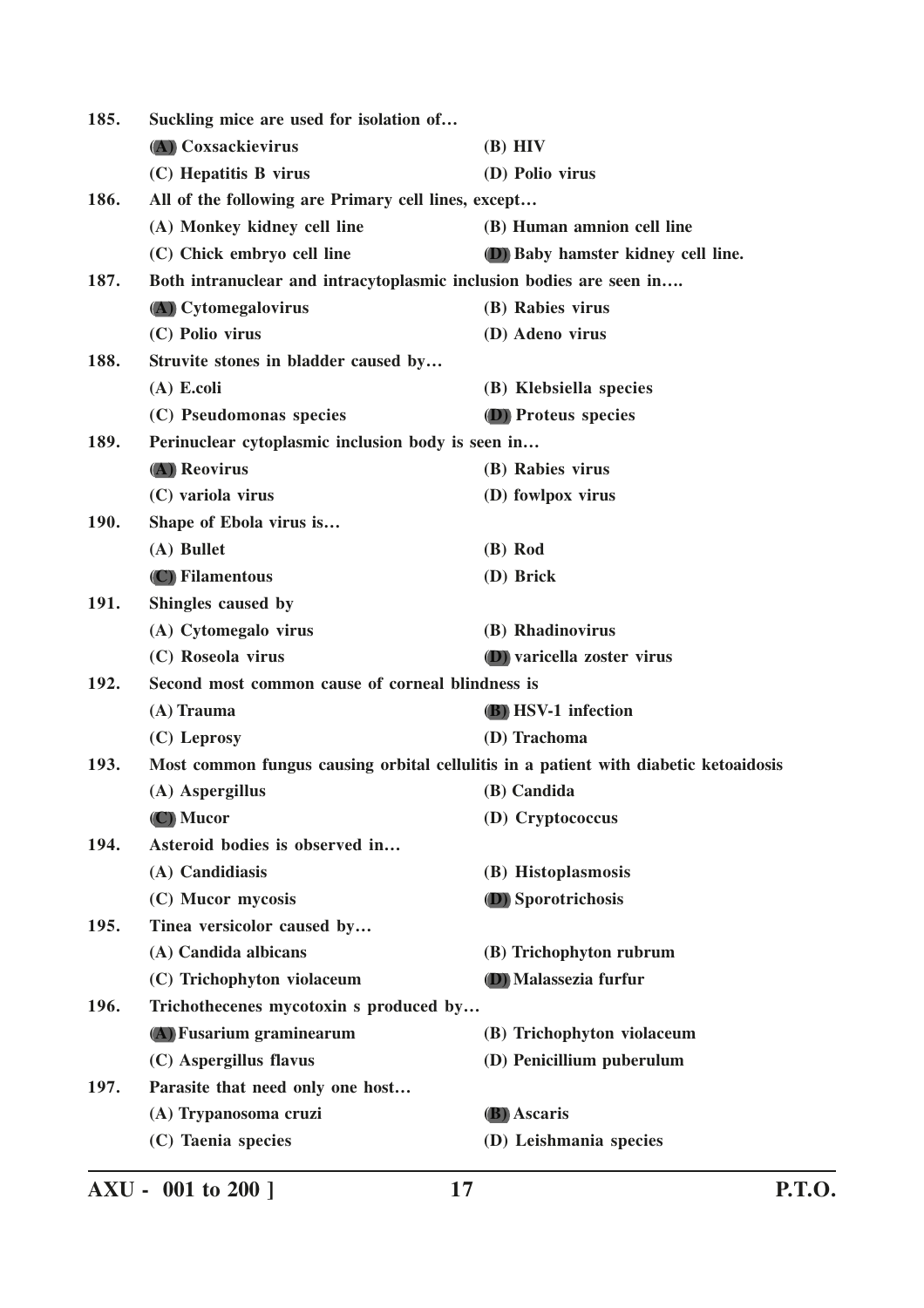**185. Suckling mice are used for isolation of…**

**(A) Coxsackievirus** **(B) HIV**

**(C) Hepatitis B virus** **(D) Polio virus**

**186. All of the following are Primary cell lines, except…**

**(A) Monkey kidney cell line** **(B) Human amnion cell line**

**(C) Chick embryo cell line** **(D) Baby hamster kidney cell line.**

**187. Both intranuclear and intracytoplasmic inclusion bodies are seen in….**

**(A) Cytomegalovirus** **(B) Rabies virus**

**(C) Polio virus** **(D) Adeno virus**

**188. Struvite stones in bladder caused by…**

**(A) E.coli** **(B) Klebsiella species**

**(C) Pseudomonas species** **(D) Proteus species**

**189. Perinuclear cytoplasmic inclusion body is seen in…**

**(A) Reovirus** **(B) Rabies virus**

**(C) variola virus** **(D) fowlpox virus**

**190. Shape of Ebola virus is…**

**(A) Bullet** **(B) Rod**

**(C) Filamentous** **(D) Brick**

**191. Shingles caused by**

**(A) Cytomegalo virus** **(B) Rhadinovirus**

**(C) Roseola virus** **(D) varicella zoster virus**

**192. Second most common cause of corneal blindness is**

**(A) Trauma** **(B) HSV-1 infection**

**(C) Leprosy** **(D) Trachoma**

**193. Most common fungus causing orbital cellulitis in a patient with diabetic ketoaidosis**

**(A) Aspergillus** **(B) Candida**

**(C) Mucor** **(D) Cryptococcus**

**194. Asteroid bodies is observed in…**

**(A) Candidiasis** **(B) Histoplasmosis**

**(C) Mucor mycosis** **(D) Sporotrichosis**

**195. Tinea versicolor caused by…**

**(A) Candida albicans** **(B) Trichophyton rubrum**

**(C) Trichophyton violaceum** **(D) Malassezia furfur**

**196. Trichothecenes mycotoxin s produced by…**

**(A) Fusarium graminearum** **(B) Trichophyton violaceum**

**(C) Aspergillus flavus** **(D) Penicillium puberulum**

**197. Parasite that need only one host…**

**(A) Trypanosoma cruzi** **(B) Ascaris**

**(C) Taenia species** **(D) Leishmania species**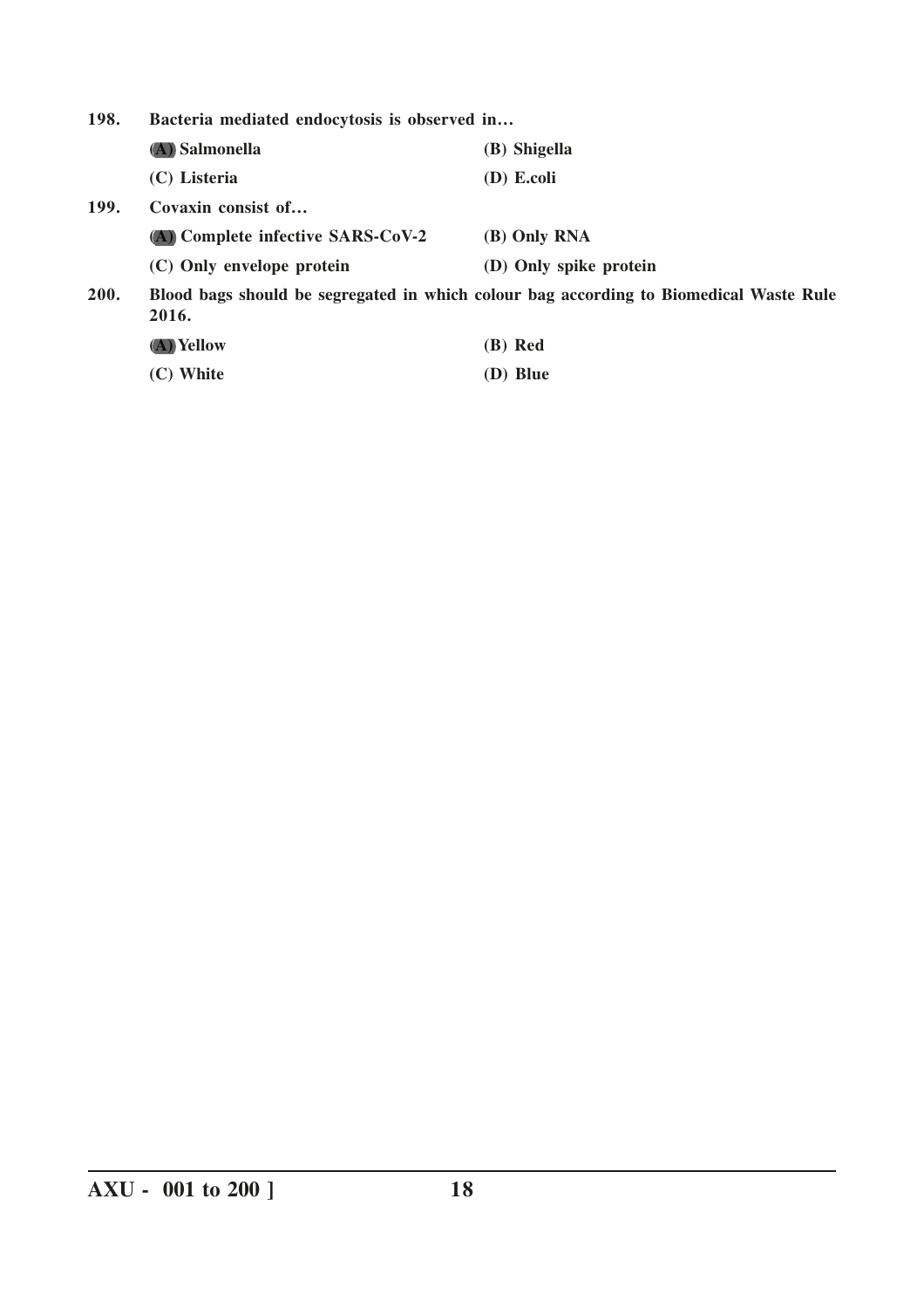**198.** **Bacteria mediated endocytosis is observed in…**

**(A) Salmonella** **(B) Shigella**

**(C) Listeria** **(D) E.coli**

**199.** **Covaxin consist of…**

**(A) Complete infective SARS-CoV-2** **(B) Only RNA**

**(C) Only envelope protein** **(D) Only spike protein**

**200.** **Blood bags should be segregated in which colour bag according to Biomedical Waste Rule 2016.**

**(A) Yellow** **(B) Red**

**(C) White** **(D) Blue**